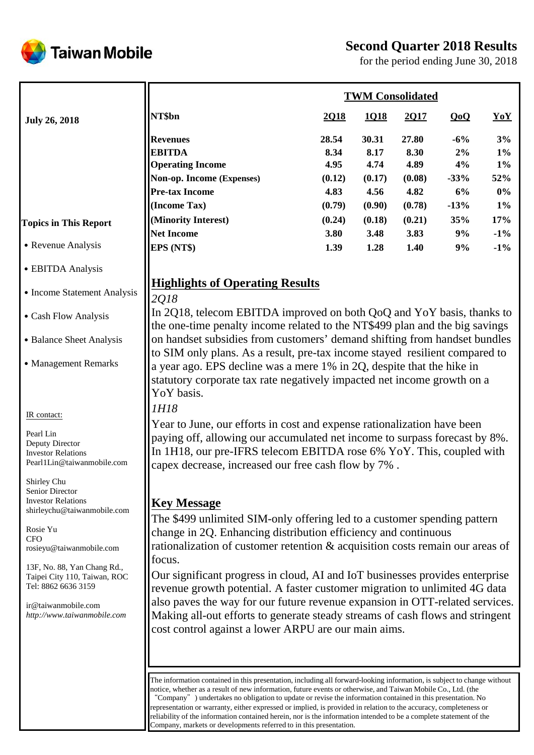# Taiwan Mobile

## Second Quarter 2018 Results

for the period ending June 30, 2018

**July 26, 2018**

**Topics in This Report**

- Revenue Analysis
- EBITDA Analysis
- Income Statement Analysis
- Cash Flow Analysis
- Balance Sheet Analysis
- Management Remarks

IR contact:

Pearl Lin
Deputy Director
Investor Relations
Pearl1Lin@taiwanmobile.com

Shirley Chu
Senior Director
Investor Relations
shirleychu@taiwanmobile.com

Rosie Yu
CFO
rosieyu@taiwanmobile.com

13F, No. 88, Yan Chang Rd.,
Taipei City 110, Taiwan, ROC
Tel: 8862 6636 3159

ir@taiwanmobile.com
*http://www.taiwanmobile.com*

**TWM Consolidated**

| NT$bn | 2Q18 | 1Q18 | 2Q17 | QoQ | YoY |
|---|---|---|---|---|---|
| **Revenues** | **28.54** | **30.31** | **27.80** | **-6%** | **3%** |
| **EBITDA** | **8.34** | **8.17** | **8.30** | **2%** | **1%** |
| **Operating Income** | **4.95** | **4.74** | **4.89** | **4%** | **1%** |
| **Non-op. Income (Expenses)** | **(0.12)** | **(0.17)** | **(0.08)** | **-33%** | **52%** |
| **Pre-tax Income** | **4.83** | **4.56** | **4.82** | **6%** | **0%** |
| **(Income Tax)** | **(0.79)** | **(0.90)** | **(0.78)** | **-13%** | **1%** |
| **(Minority Interest)** | **(0.24)** | **(0.18)** | **(0.21)** | **35%** | **17%** |
| **Net Income** | **3.80** | **3.48** | **3.83** | **9%** | **-1%** |
| **EPS (NT$)** | **1.39** | **1.28** | **1.40** | **9%** | **-1%** |

## Highlights of Operating Results

*2Q18*

In 2Q18, telecom EBITDA improved on both QoQ and YoY basis, thanks to the one-time penalty income related to the NT$499 plan and the big savings on handset subsidies from customers' demand shifting from handset bundles to SIM only plans. As a result, pre-tax income stayed resilient compared to a year ago. EPS decline was a mere 1% in 2Q, despite that the hike in statutory corporate tax rate negatively impacted net income growth on a YoY basis.

*1H18*

Year to June, our efforts in cost and expense rationalization have been paying off, allowing our accumulated net income to surpass forecast by 8%. In 1H18, our pre-IFRS telecom EBITDA rose 6% YoY. This, coupled with capex decrease, increased our free cash flow by 7% .

## Key Message

The $499 unlimited SIM-only offering led to a customer spending pattern change in 2Q. Enhancing distribution efficiency and continuous rationalization of customer retention & acquisition costs remain our areas of focus.

Our significant progress in cloud, AI and IoT businesses provides enterprise revenue growth potential. A faster customer migration to unlimited 4G data also paves the way for our future revenue expansion in OTT-related services. Making all-out efforts to generate steady streams of cash flows and stringent cost control against a lower ARPU are our main aims.

The information contained in this presentation, including all forward-looking information, is subject to change without notice, whether as a result of new information, future events or otherwise, and Taiwan Mobile Co., Ltd. (the "Company") undertakes no obligation to update or revise the information contained in this presentation. No representation or warranty, either expressed or implied, is provided in relation to the accuracy, completeness or reliability of the information contained herein, nor is the information intended to be a complete statement of the Company, markets or developments referred to in this presentation.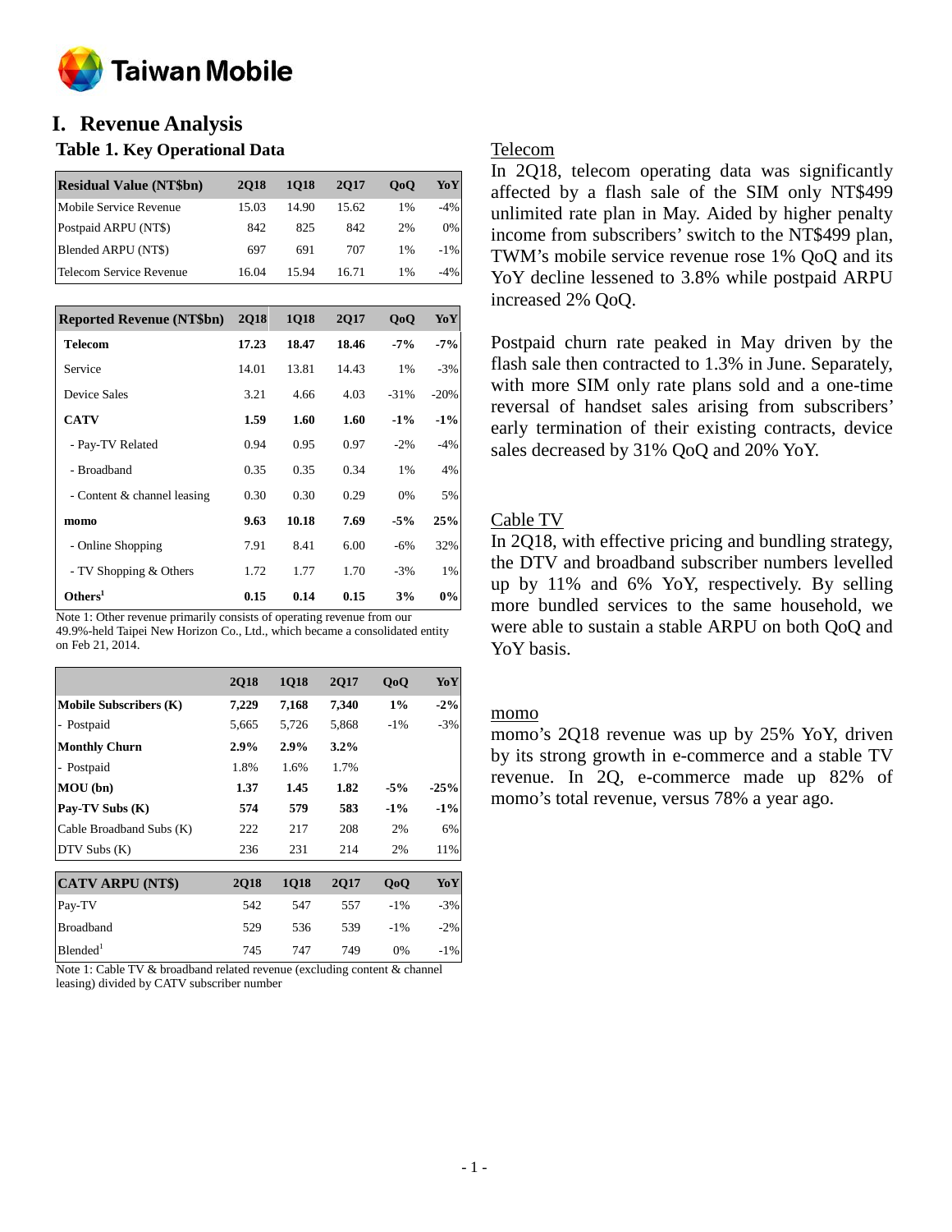## I. Revenue Analysis

### Table 1. Key Operational Data

| Residual Value (NT$bn) | 2Q18 | 1Q18 | 2Q17 | QoQ | YoY |
|---|---|---|---|---|---|
| Mobile Service Revenue | 15.03 | 14.90 | 15.62 | 1% | -4% |
| Postpaid ARPU (NT$) | 842 | 825 | 842 | 2% | 0% |
| Blended ARPU (NT$) | 697 | 691 | 707 | 1% | -1% |
| Telecom Service Revenue | 16.04 | 15.94 | 16.71 | 1% | -4% |

| Reported Revenue (NT$bn) | 2Q18 | 1Q18 | 2Q17 | QoQ | YoY |
|---|---|---|---|---|---|
| **Telecom** | **17.23** | **18.47** | **18.46** | **-7%** | **-7%** |
| Service | 14.01 | 13.81 | 14.43 | 1% | -3% |
| Device Sales | 3.21 | 4.66 | 4.03 | -31% | -20% |
| **CATV** | **1.59** | **1.60** | **1.60** | **-1%** | **-1%** |
| - Pay-TV Related | 0.94 | 0.95 | 0.97 | -2% | -4% |
| - Broadband | 0.35 | 0.35 | 0.34 | 1% | 4% |
| - Content & channel leasing | 0.30 | 0.30 | 0.29 | 0% | 5% |
| **momo** | **9.63** | **10.18** | **7.69** | **-5%** | **25%** |
| - Online Shopping | 7.91 | 8.41 | 6.00 | -6% | 32% |
| - TV Shopping & Others | 1.72 | 1.77 | 1.70 | -3% | 1% |
| **Others**[1] | **0.15** | **0.14** | **0.15** | **3%** | **0%** |

Note 1: Other revenue primarily consists of operating revenue from our 49.9%-held Taipei New Horizon Co., Ltd., which became a consolidated entity on Feb 21, 2014.

| | 2Q18 | 1Q18 | 2Q17 | QoQ | YoY |
|---|---|---|---|---|---|
| **Mobile Subscribers (K)** | **7,229** | **7,168** | **7,340** | **1%** | **-2%** |
| - Postpaid | 5,665 | 5,726 | 5,868 | -1% | -3% |
| **Monthly Churn** | **2.9%** | **2.9%** | **3.2%** | | |
| - Postpaid | 1.8% | 1.6% | 1.7% | | |
| **MOU (bn)** | **1.37** | **1.45** | **1.82** | **-5%** | **-25%** |
| **Pay-TV Subs (K)** | **574** | **579** | **583** | **-1%** | **-1%** |
| Cable Broadband Subs (K) | 222 | 217 | 208 | 2% | 6% |
| DTV Subs (K) | 236 | 231 | 214 | 2% | 11% |

| CATV ARPU (NT$) | 2Q18 | 1Q18 | 2Q17 | QoQ | YoY |
|---|---|---|---|---|---|
| Pay-TV | 542 | 547 | 557 | -1% | -3% |
| Broadband | 529 | 536 | 539 | -1% | -2% |
| Blended[1] | 745 | 747 | 749 | 0% | -1% |

Note 1: Cable TV & broadband related revenue (excluding content & channel leasing) divided by CATV subscriber number

Telecom

In 2Q18, telecom operating data was significantly affected by a flash sale of the SIM only NT$499 unlimited rate plan in May. Aided by higher penalty income from subscribers' switch to the NT$499 plan, TWM's mobile service revenue rose 1% QoQ and its YoY decline lessened to 3.8% while postpaid ARPU increased 2% QoQ.

Postpaid churn rate peaked in May driven by the flash sale then contracted to 1.3% in June. Separately, with more SIM only rate plans sold and a one-time reversal of handset sales arising from subscribers' early termination of their existing contracts, device sales decreased by 31% QoQ and 20% YoY.

Cable TV

In 2Q18, with effective pricing and bundling strategy, the DTV and broadband subscriber numbers levelled up by 11% and 6% YoY, respectively. By selling more bundled services to the same household, we were able to sustain a stable ARPU on both QoQ and YoY basis.

momo

momo's 2Q18 revenue was up by 25% YoY, driven by its strong growth in e-commerce and a stable TV revenue. In 2Q, e-commerce made up 82% of momo's total revenue, versus 78% a year ago.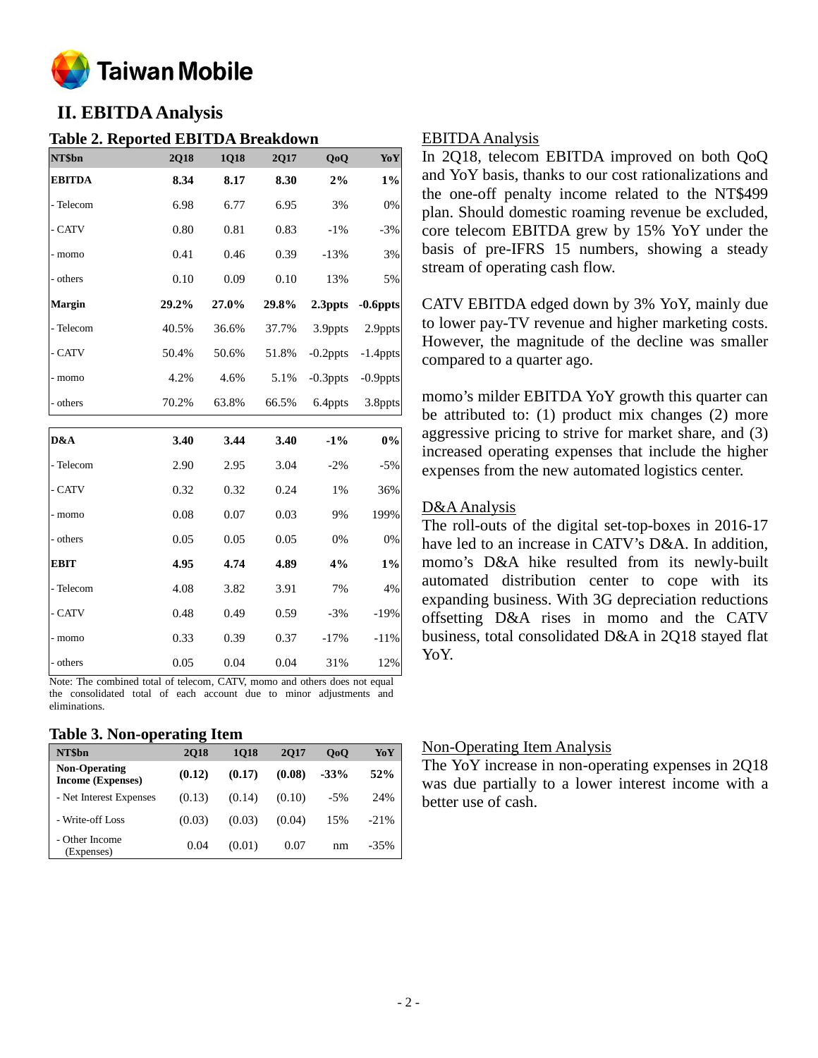## II. EBITDA Analysis

### Table 2. Reported EBITDA Breakdown

| NT$bn | 2Q18 | 1Q18 | 2Q17 | QoQ | YoY |
|---|---|---|---|---|---|
| **EBITDA** | **8.34** | **8.17** | **8.30** | **2%** | **1%** |
| - Telecom | 6.98 | 6.77 | 6.95 | 3% | 0% |
| - CATV | 0.80 | 0.81 | 0.83 | -1% | -3% |
| - momo | 0.41 | 0.46 | 0.39 | -13% | 3% |
| - others | 0.10 | 0.09 | 0.10 | 13% | 5% |
| **Margin** | **29.2%** | **27.0%** | **29.8%** | **2.3ppts** | **-0.6ppts** |
| - Telecom | 40.5% | 36.6% | 37.7% | 3.9ppts | 2.9ppts |
| - CATV | 50.4% | 50.6% | 51.8% | -0.2ppts | -1.4ppts |
| - momo | 4.2% | 4.6% | 5.1% | -0.3ppts | -0.9ppts |
| - others | 70.2% | 63.8% | 66.5% | 6.4ppts | 3.8ppts |
| **D&A** | **3.40** | **3.44** | **3.40** | **-1%** | **0%** |
| - Telecom | 2.90 | 2.95 | 3.04 | -2% | -5% |
| - CATV | 0.32 | 0.32 | 0.24 | 1% | 36% |
| - momo | 0.08 | 0.07 | 0.03 | 9% | 199% |
| - others | 0.05 | 0.05 | 0.05 | 0% | 0% |
| **EBIT** | **4.95** | **4.74** | **4.89** | **4%** | **1%** |
| - Telecom | 4.08 | 3.82 | 3.91 | 7% | 4% |
| - CATV | 0.48 | 0.49 | 0.59 | -3% | -19% |
| - momo | 0.33 | 0.39 | 0.37 | -17% | -11% |
| - others | 0.05 | 0.04 | 0.04 | 31% | 12% |

Note: The combined total of telecom, CATV, momo and others does not equal the consolidated total of each account due to minor adjustments and eliminations.

#### EBITDA Analysis

In 2Q18, telecom EBITDA improved on both QoQ and YoY basis, thanks to our cost rationalizations and the one-off penalty income related to the NT$499 plan. Should domestic roaming revenue be excluded, core telecom EBITDA grew by 15% YoY under the basis of pre-IFRS 15 numbers, showing a steady stream of operating cash flow.

CATV EBITDA edged down by 3% YoY, mainly due to lower pay-TV revenue and higher marketing costs. However, the magnitude of the decline was smaller compared to a quarter ago.

momo's milder EBITDA YoY growth this quarter can be attributed to: (1) product mix changes (2) more aggressive pricing to strive for market share, and (3) increased operating expenses that include the higher expenses from the new automated logistics center.

#### D&A Analysis

The roll-outs of the digital set-top-boxes in 2016-17 have led to an increase in CATV's D&A. In addition, momo's D&A hike resulted from its newly-built automated distribution center to cope with its expanding business. With 3G depreciation reductions offsetting D&A rises in momo and the CATV business, total consolidated D&A in 2Q18 stayed flat YoY.

### Table 3. Non-operating Item

| NT$bn | 2Q18 | 1Q18 | 2Q17 | QoQ | YoY |
|---|---|---|---|---|---|
| **Non-Operating Income (Expenses)** | **(0.12)** | **(0.17)** | **(0.08)** | **-33%** | **52%** |
| - Net Interest Expenses | (0.13) | (0.14) | (0.10) | -5% | 24% |
| - Write-off Loss | (0.03) | (0.03) | (0.04) | 15% | -21% |
| - Other Income (Expenses) | 0.04 | (0.01) | 0.07 | nm | -35% |

#### Non-Operating Item Analysis

The YoY increase in non-operating expenses in 2Q18 was due partially to a lower interest income with a better use of cash.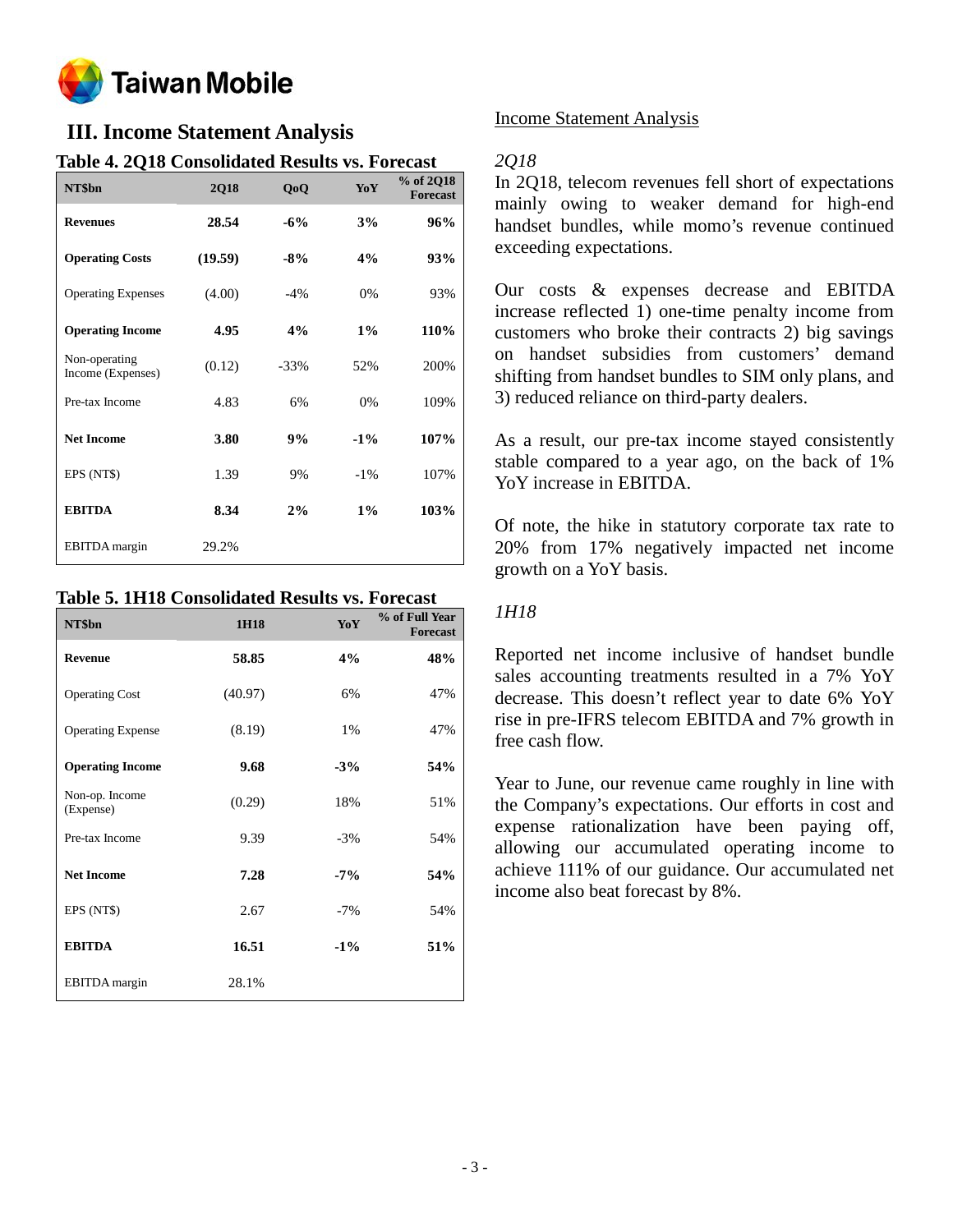## III. Income Statement Analysis

### Table 4. 2Q18 Consolidated Results vs. Forecast

| NT$bn | 2Q18 | QoQ | YoY | % of 2Q18 Forecast |
|---|---|---|---|---|
| **Revenues** | **28.54** | **-6%** | **3%** | **96%** |
| **Operating Costs** | **(19.59)** | **-8%** | **4%** | **93%** |
| Operating Expenses | (4.00) | -4% | 0% | 93% |
| **Operating Income** | **4.95** | **4%** | **1%** | **110%** |
| Non-operating Income (Expenses) | (0.12) | -33% | 52% | 200% |
| Pre-tax Income | 4.83 | 6% | 0% | 109% |
| **Net Income** | **3.80** | **9%** | **-1%** | **107%** |
| EPS (NT$) | 1.39 | 9% | -1% | 107% |
| **EBITDA** | **8.34** | **2%** | **1%** | **103%** |
| EBITDA margin | 29.2% | | | |

### Table 5. 1H18 Consolidated Results vs. Forecast

| NT$bn | 1H18 | YoY | % of Full Year Forecast |
|---|---|---|---|
| **Revenue** | **58.85** | **4%** | **48%** |
| Operating Cost | (40.97) | 6% | 47% |
| Operating Expense | (8.19) | 1% | 47% |
| **Operating Income** | **9.68** | **-3%** | **54%** |
| Non-op. Income (Expense) | (0.29) | 18% | 51% |
| Pre-tax Income | 9.39 | -3% | 54% |
| **Net Income** | **7.28** | **-7%** | **54%** |
| EPS (NT$) | 2.67 | -7% | 54% |
| **EBITDA** | **16.51** | **-1%** | **51%** |
| EBITDA margin | 28.1% | | |

Income Statement Analysis

*2Q18*

In 2Q18, telecom revenues fell short of expectations mainly owing to weaker demand for high-end handset bundles, while momo's revenue continued exceeding expectations.

Our costs & expenses decrease and EBITDA increase reflected 1) one-time penalty income from customers who broke their contracts 2) big savings on handset subsidies from customers' demand shifting from handset bundles to SIM only plans, and 3) reduced reliance on third-party dealers.

As a result, our pre-tax income stayed consistently stable compared to a year ago, on the back of 1% YoY increase in EBITDA.

Of note, the hike in statutory corporate tax rate to 20% from 17% negatively impacted net income growth on a YoY basis.

*1H18*

Reported net income inclusive of handset bundle sales accounting treatments resulted in a 7% YoY decrease. This doesn't reflect year to date 6% YoY rise in pre-IFRS telecom EBITDA and 7% growth in free cash flow.

Year to June, our revenue came roughly in line with the Company's expectations. Our efforts in cost and expense rationalization have been paying off, allowing our accumulated operating income to achieve 111% of our guidance. Our accumulated net income also beat forecast by 8%.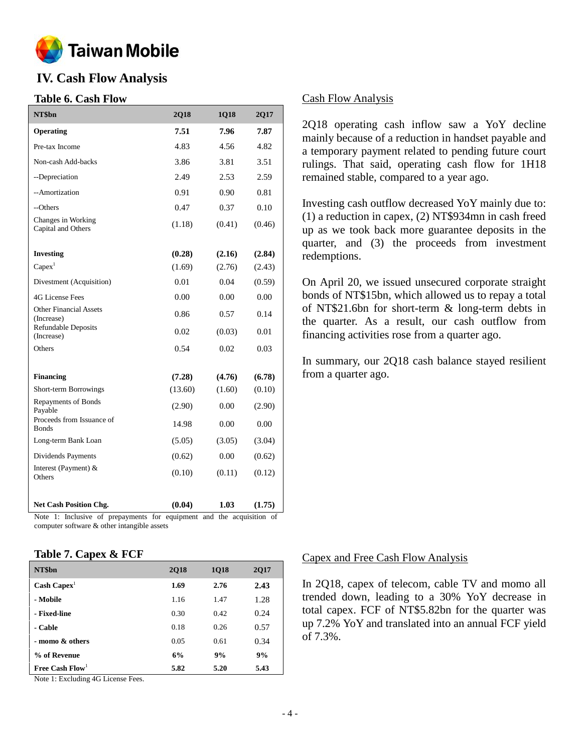# IV. Cash Flow Analysis

## Table 6. Cash Flow

| NT$bn | 2Q18 | 1Q18 | 2Q17 |
|---|---|---|---|
| **Operating** | **7.51** | **7.96** | **7.87** |
| Pre-tax Income | 4.83 | 4.56 | 4.82 |
| Non-cash Add-backs | 3.86 | 3.81 | 3.51 |
| --Depreciation | 2.49 | 2.53 | 2.59 |
| --Amortization | 0.91 | 0.90 | 0.81 |
| --Others | 0.47 | 0.37 | 0.10 |
| Changes in Working Capital and Others | (1.18) | (0.41) | (0.46) |
| **Investing** | **(0.28)** | **(2.16)** | **(2.84)** |
| Capex[1] | (1.69) | (2.76) | (2.43) |
| Divestment (Acquisition) | 0.01 | 0.04 | (0.59) |
| 4G License Fees | 0.00 | 0.00 | 0.00 |
| Other Financial Assets (Increase) | 0.86 | 0.57 | 0.14 |
| Refundable Deposits (Increase) | 0.02 | (0.03) | 0.01 |
| Others | 0.54 | 0.02 | 0.03 |
| **Financing** | **(7.28)** | **(4.76)** | **(6.78)** |
| Short-term Borrowings | (13.60) | (1.60) | (0.10) |
| Repayments of Bonds Payable | (2.90) | 0.00 | (2.90) |
| Proceeds from Issuance of Bonds | 14.98 | 0.00 | 0.00 |
| Long-term Bank Loan | (5.05) | (3.05) | (3.04) |
| Dividends Payments | (0.62) | 0.00 | (0.62) |
| Interest (Payment) & Others | (0.10) | (0.11) | (0.12) |
| **Net Cash Position Chg.** | **(0.04)** | **1.03** | **(1.75)** |

Note 1: Inclusive of prepayments for equipment and the acquisition of computer software & other intangible assets

### Cash Flow Analysis

2Q18 operating cash inflow saw a YoY decline mainly because of a reduction in handset payable and a temporary payment related to pending future court rulings. That said, operating cash flow for 1H18 remained stable, compared to a year ago.

Investing cash outflow decreased YoY mainly due to: (1) a reduction in capex, (2) NT$934mn in cash freed up as we took back more guarantee deposits in the quarter, and (3) the proceeds from investment redemptions.

On April 20, we issued unsecured corporate straight bonds of NT$15bn, which allowed us to repay a total of NT$21.6bn for short-term & long-term debts in the quarter. As a result, our cash outflow from financing activities rose from a quarter ago.

In summary, our 2Q18 cash balance stayed resilient from a quarter ago.

## Table 7. Capex & FCF

| NT$bn | 2Q18 | 1Q18 | 2Q17 |
|---|---|---|---|
| **Cash Capex[1]** | **1.69** | **2.76** | **2.43** |
| **- Mobile** | 1.16 | 1.47 | 1.28 |
| **- Fixed-line** | 0.30 | 0.42 | 0.24 |
| **- Cable** | 0.18 | 0.26 | 0.57 |
| **- momo & others** | 0.05 | 0.61 | 0.34 |
| **% of Revenue** | **6%** | **9%** | **9%** |
| **Free Cash Flow[1]** | **5.82** | **5.20** | **5.43** |

Note 1: Excluding 4G License Fees.

### Capex and Free Cash Flow Analysis

In 2Q18, capex of telecom, cable TV and momo all trended down, leading to a 30% YoY decrease in total capex. FCF of NT$5.82bn for the quarter was up 7.2% YoY and translated into an annual FCF yield of 7.3%.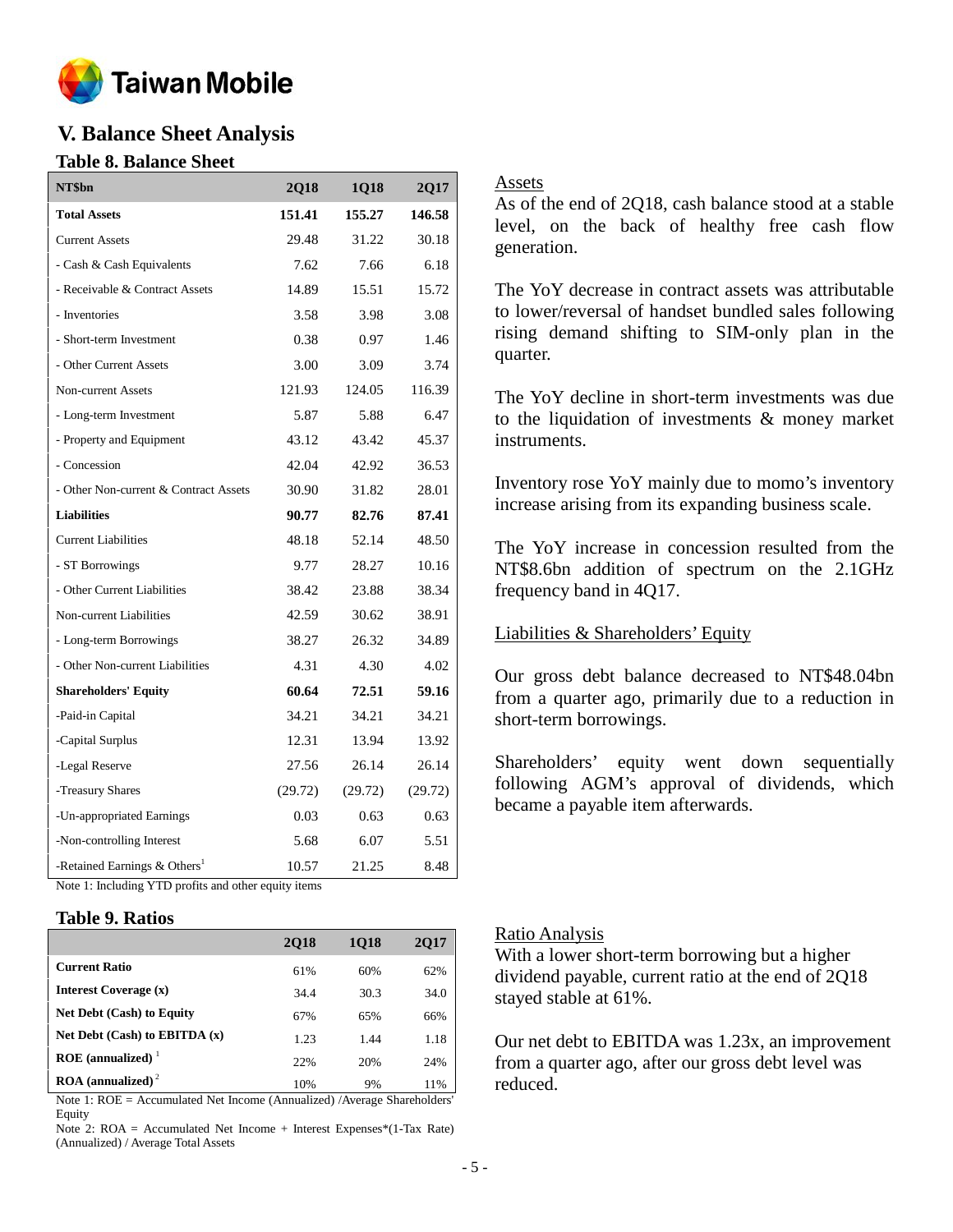# V. Balance Sheet Analysis

## Table 8. Balance Sheet

| NT$bn | 2Q18 | 1Q18 | 2Q17 |
|---|---|---|---|
| **Total Assets** | **151.41** | **155.27** | **146.58** |
| Current Assets | 29.48 | 31.22 | 30.18 |
| - Cash & Cash Equivalents | 7.62 | 7.66 | 6.18 |
| - Receivable & Contract Assets | 14.89 | 15.51 | 15.72 |
| - Inventories | 3.58 | 3.98 | 3.08 |
| - Short-term Investment | 0.38 | 0.97 | 1.46 |
| - Other Current Assets | 3.00 | 3.09 | 3.74 |
| Non-current Assets | 121.93 | 124.05 | 116.39 |
| - Long-term Investment | 5.87 | 5.88 | 6.47 |
| - Property and Equipment | 43.12 | 43.42 | 45.37 |
| - Concession | 42.04 | 42.92 | 36.53 |
| - Other Non-current & Contract Assets | 30.90 | 31.82 | 28.01 |
| **Liabilities** | **90.77** | **82.76** | **87.41** |
| Current Liabilities | 48.18 | 52.14 | 48.50 |
| - ST Borrowings | 9.77 | 28.27 | 10.16 |
| - Other Current Liabilities | 38.42 | 23.88 | 38.34 |
| Non-current Liabilities | 42.59 | 30.62 | 38.91 |
| - Long-term Borrowings | 38.27 | 26.32 | 34.89 |
| - Other Non-current Liabilities | 4.31 | 4.30 | 4.02 |
| **Shareholders' Equity** | **60.64** | **72.51** | **59.16** |
| -Paid-in Capital | 34.21 | 34.21 | 34.21 |
| -Capital Surplus | 12.31 | 13.94 | 13.92 |
| -Legal Reserve | 27.56 | 26.14 | 26.14 |
| -Treasury Shares | (29.72) | (29.72) | (29.72) |
| -Un-appropriated Earnings | 0.03 | 0.63 | 0.63 |
| -Non-controlling Interest | 5.68 | 6.07 | 5.51 |
| -Retained Earnings & Others[1] | 10.57 | 21.25 | 8.48 |

Note 1: Including YTD profits and other equity items

### Assets

As of the end of 2Q18, cash balance stood at a stable level, on the back of healthy free cash flow generation.

The YoY decrease in contract assets was attributable to lower/reversal of handset bundled sales following rising demand shifting to SIM-only plan in the quarter.

The YoY decline in short-term investments was due to the liquidation of investments & money market instruments.

Inventory rose YoY mainly due to momo's inventory increase arising from its expanding business scale.

The YoY increase in concession resulted from the NT$8.6bn addition of spectrum on the 2.1GHz frequency band in 4Q17.

### Liabilities & Shareholders' Equity

Our gross debt balance decreased to NT$48.04bn from a quarter ago, primarily due to a reduction in short-term borrowings.

Shareholders' equity went down sequentially following AGM's approval of dividends, which became a payable item afterwards.

## Table 9. Ratios

| | 2Q18 | 1Q18 | 2Q17 |
|---|---|---|---|
| **Current Ratio** | 61% | 60% | 62% |
| **Interest Coverage (x)** | 34.4 | 30.3 | 34.0 |
| **Net Debt (Cash) to Equity** | 67% | 65% | 66% |
| **Net Debt (Cash) to EBITDA (x)** | 1.23 | 1.44 | 1.18 |
| **ROE (annualized)** [1] | 22% | 20% | 24% |
| **ROA (annualized)** [2] | 10% | 9% | 11% |

Note 1: ROE = Accumulated Net Income (Annualized) /Average Shareholders' Equity

Note 2: ROA = Accumulated Net Income + Interest Expenses*(1-Tax Rate) (Annualized) / Average Total Assets

### Ratio Analysis

With a lower short-term borrowing but a higher dividend payable, current ratio at the end of 2Q18 stayed stable at 61%.

Our net debt to EBITDA was 1.23x, an improvement from a quarter ago, after our gross debt level was reduced.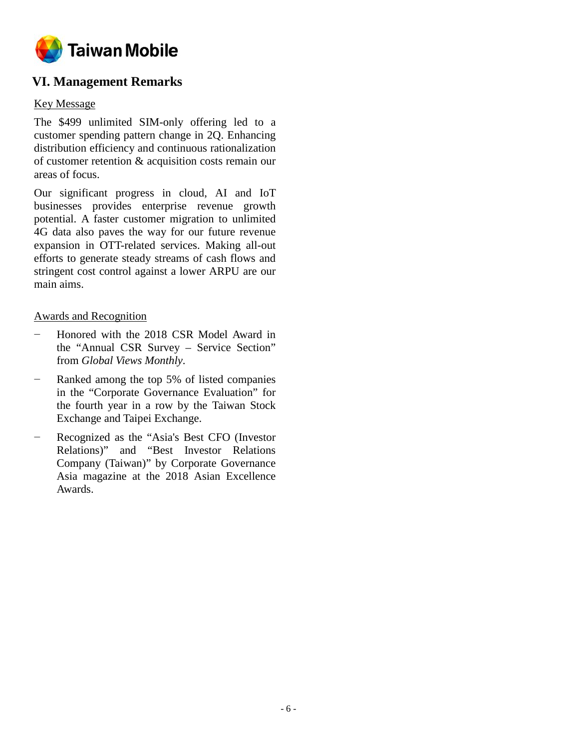## VI. Management Remarks

Key Message

The $499 unlimited SIM-only offering led to a customer spending pattern change in 2Q. Enhancing distribution efficiency and continuous rationalization of customer retention & acquisition costs remain our areas of focus.

Our significant progress in cloud, AI and IoT businesses provides enterprise revenue growth potential. A faster customer migration to unlimited 4G data also paves the way for our future revenue expansion in OTT-related services. Making all-out efforts to generate steady streams of cash flows and stringent cost control against a lower ARPU are our main aims.

Awards and Recognition

- Honored with the 2018 CSR Model Award in the "Annual CSR Survey – Service Section" from *Global Views Monthly*.
- Ranked among the top 5% of listed companies in the "Corporate Governance Evaluation" for the fourth year in a row by the Taiwan Stock Exchange and Taipei Exchange.
- Recognized as the "Asia's Best CFO (Investor Relations)" and "Best Investor Relations Company (Taiwan)" by Corporate Governance Asia magazine at the 2018 Asian Excellence Awards.